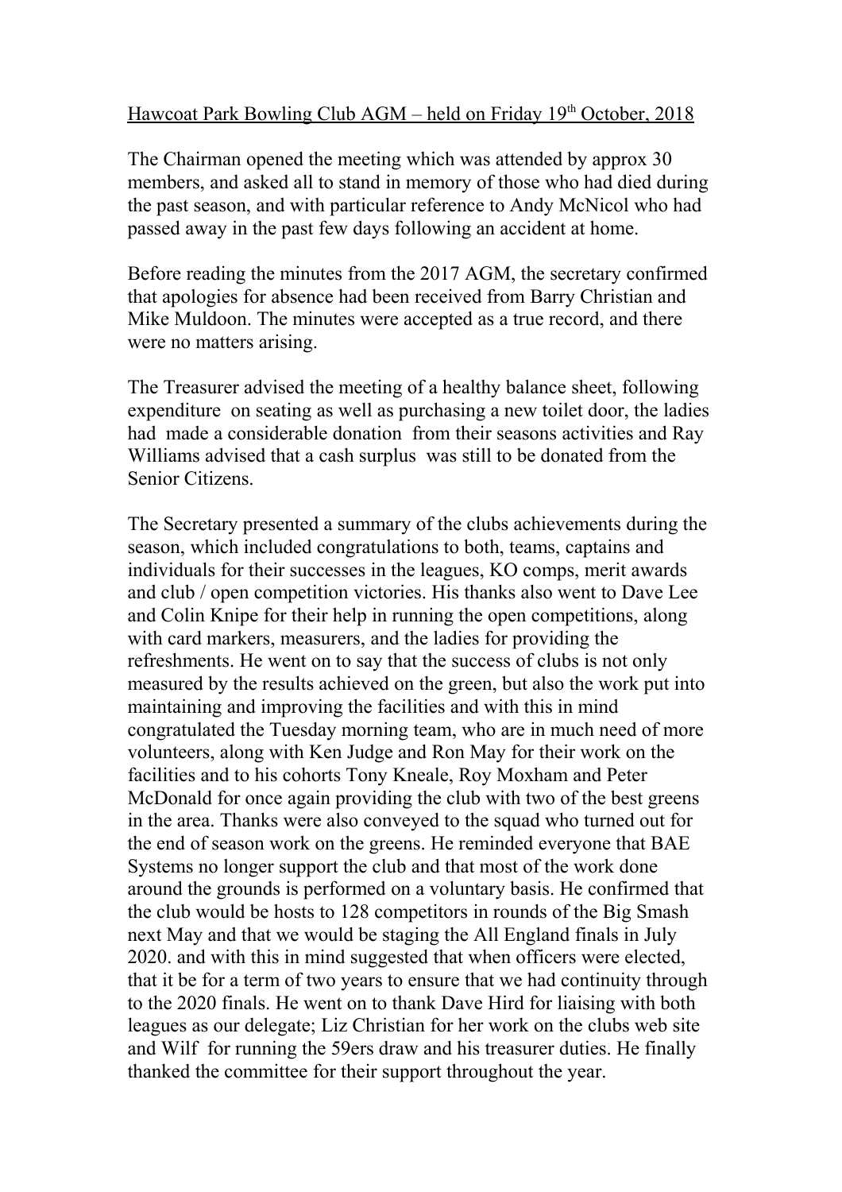Hawcoat Park Bowling Club AGM – held on Friday 19th October, 2018

The Chairman opened the meeting which was attended by approx 30 members, and asked all to stand in memory of those who had died during the past season, and with particular reference to Andy McNicol who had passed away in the past few days following an accident at home.

Before reading the minutes from the 2017 AGM, the secretary confirmed that apologies for absence had been received from Barry Christian and Mike Muldoon. The minutes were accepted as a true record, and there were no matters arising.

The Treasurer advised the meeting of a healthy balance sheet, following expenditure on seating as well as purchasing a new toilet door, the ladies had made a considerable donation from their seasons activities and Ray Williams advised that a cash surplus was still to be donated from the Senior Citizens.

The Secretary presented a summary of the clubs achievements during the season, which included congratulations to both, teams, captains and individuals for their successes in the leagues, KO comps, merit awards and club / open competition victories. His thanks also went to Dave Lee and Colin Knipe for their help in running the open competitions, along with card markers, measurers, and the ladies for providing the refreshments. He went on to say that the success of clubs is not only measured by the results achieved on the green, but also the work put into maintaining and improving the facilities and with this in mind congratulated the Tuesday morning team, who are in much need of more volunteers, along with Ken Judge and Ron May for their work on the facilities and to his cohorts Tony Kneale, Roy Moxham and Peter McDonald for once again providing the club with two of the best greens in the area. Thanks were also conveyed to the squad who turned out for the end of season work on the greens. He reminded everyone that BAE Systems no longer support the club and that most of the work done around the grounds is performed on a voluntary basis. He confirmed that the club would be hosts to 128 competitors in rounds of the Big Smash next May and that we would be staging the All England finals in July 2020. and with this in mind suggested that when officers were elected, that it be for a term of two years to ensure that we had continuity through to the 2020 finals. He went on to thank Dave Hird for liaising with both leagues as our delegate; Liz Christian for her work on the clubs web site and Wilf for running the 59ers draw and his treasurer duties. He finally thanked the committee for their support throughout the year.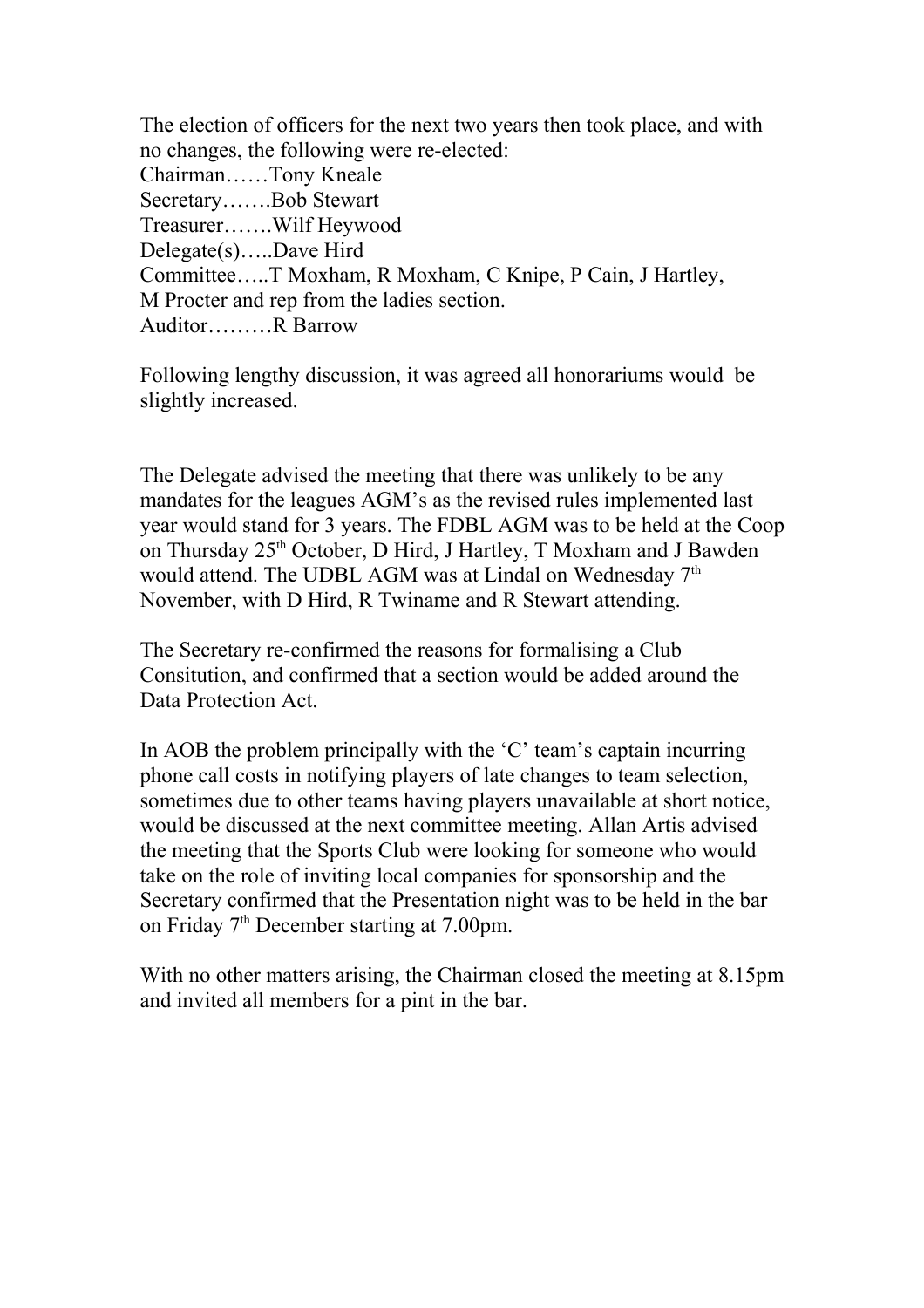The election of officers for the next two years then took place, and with no changes, the following were re-elected:
Chairman……Tony Kneale
Secretary…….Bob Stewart
Treasurer…….Wilf Heywood
Delegate(s)…..Dave Hird
Committee…..T Moxham, R Moxham, C Knipe, P Cain, J Hartley, M Procter and rep from the ladies section.
Auditor………R Barrow

Following lengthy discussion, it was agreed all honorariums would be slightly increased.

The Delegate advised the meeting that there was unlikely to be any mandates for the leagues AGM's as the revised rules implemented last year would stand for 3 years. The FDBL AGM was to be held at the Coop on Thursday 25th October, D Hird, J Hartley, T Moxham and J Bawden would attend. The UDBL AGM was at Lindal on Wednesday 7th November, with D Hird, R Twiname and R Stewart attending.

The Secretary re-confirmed the reasons for formalising a Club Consitution, and confirmed that a section would be added around the Data Protection Act.

In AOB the problem principally with the 'C' team's captain incurring phone call costs in notifying players of late changes to team selection, sometimes due to other teams having players unavailable at short notice, would be discussed at the next committee meeting. Allan Artis advised the meeting that the Sports Club were looking for someone who would take on the role of inviting local companies for sponsorship and the Secretary confirmed that the Presentation night was to be held in the bar on Friday 7th December starting at 7.00pm.

With no other matters arising, the Chairman closed the meeting at 8.15pm and invited all members for a pint in the bar.